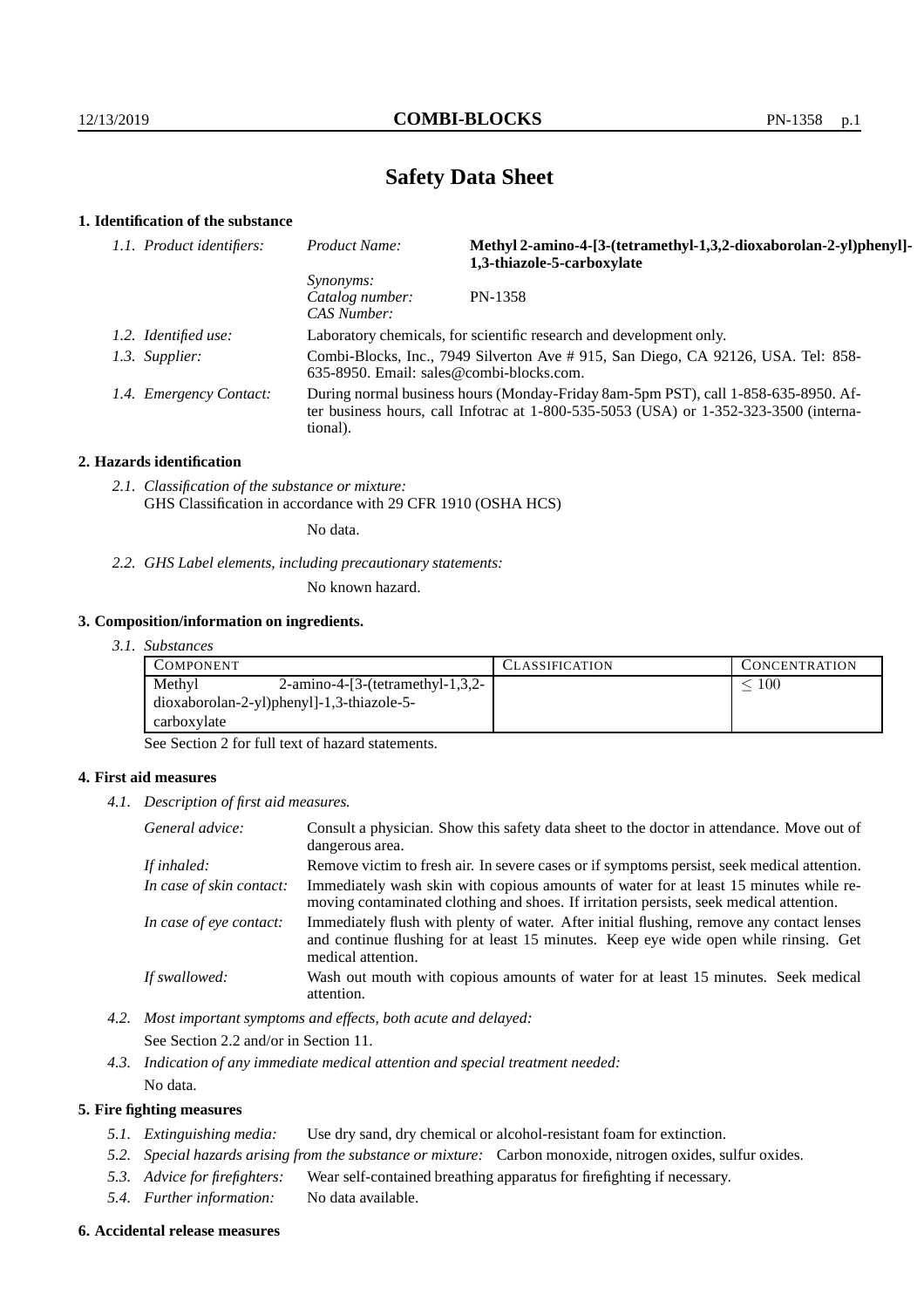# Safety Data Sheet

## 1. Identification of the substance

*1.1. Product identifiers:*

| | |
|---|---|
| *Product Name:* | **Methyl 2-amino-4-[3-(tetramethyl-1,3,2-dioxaborolan-2-yl)phenyl]-1,3-thiazole-5-carboxylate** |
| *Synonyms:* | |
| *Catalog number:* | PN-1358 |
| *CAS Number:* | |

*1.2. Identified use:* Laboratory chemicals, for scientific research and development only.

*1.3. Supplier:* Combi-Blocks, Inc., 7949 Silverton Ave # 915, San Diego, CA 92126, USA. Tel: 858-635-8950. Email: sales@combi-blocks.com.

*1.4. Emergency Contact:* During normal business hours (Monday-Friday 8am-5pm PST), call 1-858-635-8950. After business hours, call Infotrac at 1-800-535-5053 (USA) or 1-352-323-3500 (international).

## 2. Hazards identification

*2.1. Classification of the substance or mixture:*
GHS Classification in accordance with 29 CFR 1910 (OSHA HCS)

No data.

*2.2. GHS Label elements, including precautionary statements:*

No known hazard.

## 3. Composition/information on ingredients.

*3.1. Substances*

| Component | Classification | Concentration |
|---|---|---|
| Methyl 2-amino-4-[3-(tetramethyl-1,3,2-dioxaborolan-2-yl)phenyl]-1,3-thiazole-5-carboxylate | | $\leq 100$ |

See Section 2 for full text of hazard statements.

## 4. First aid measures

*4.1. Description of first aid measures.*

*General advice:* Consult a physician. Show this safety data sheet to the doctor in attendance. Move out of dangerous area.

*If inhaled:* Remove victim to fresh air. In severe cases or if symptoms persist, seek medical attention.

*In case of skin contact:* Immediately wash skin with copious amounts of water for at least 15 minutes while removing contaminated clothing and shoes. If irritation persists, seek medical attention.

*In case of eye contact:* Immediately flush with plenty of water. After initial flushing, remove any contact lenses and continue flushing for at least 15 minutes. Keep eye wide open while rinsing. Get medical attention.

*If swallowed:* Wash out mouth with copious amounts of water for at least 15 minutes. Seek medical attention.

*4.2. Most important symptoms and effects, both acute and delayed:*

See Section 2.2 and/or in Section 11.

*4.3. Indication of any immediate medical attention and special treatment needed:*

No data.

## 5. Fire fighting measures

*5.1. Extinguishing media:* Use dry sand, dry chemical or alcohol-resistant foam for extinction.

*5.2. Special hazards arising from the substance or mixture:* Carbon monoxide, nitrogen oxides, sulfur oxides.

*5.3. Advice for firefighters:* Wear self-contained breathing apparatus for firefighting if necessary.

*5.4. Further information:* No data available.

## 6. Accidental release measures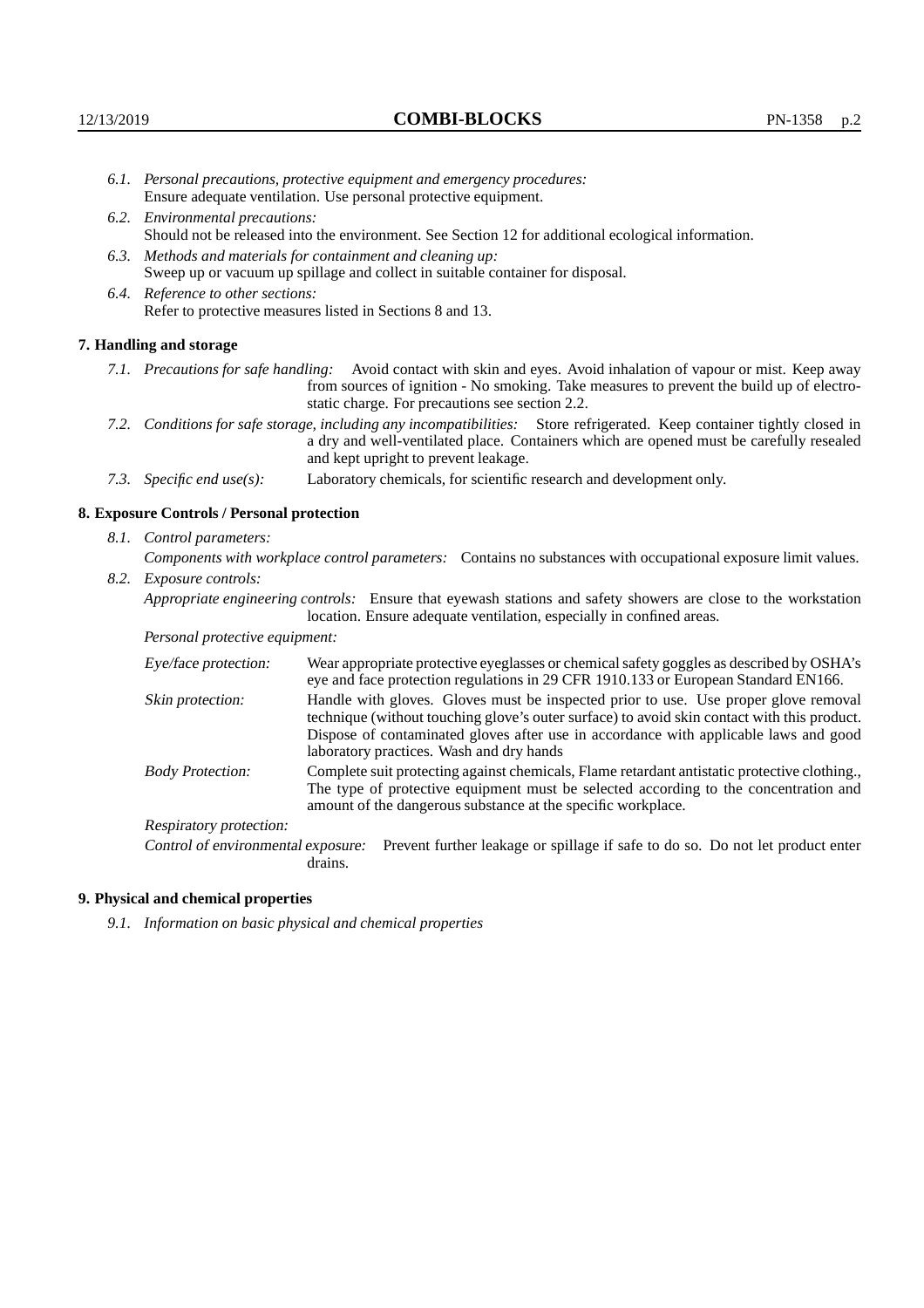*6.1. Personal precautions, protective equipment and emergency procedures:*
Ensure adequate ventilation. Use personal protective equipment.

*6.2. Environmental precautions:*
Should not be released into the environment. See Section 12 for additional ecological information.

*6.3. Methods and materials for containment and cleaning up:*
Sweep up or vacuum up spillage and collect in suitable container for disposal.

*6.4. Reference to other sections:*
Refer to protective measures listed in Sections 8 and 13.

## 7. Handling and storage

*7.1. Precautions for safe handling:* Avoid contact with skin and eyes. Avoid inhalation of vapour or mist. Keep away from sources of ignition - No smoking. Take measures to prevent the build up of electrostatic charge. For precautions see section 2.2.

*7.2. Conditions for safe storage, including any incompatibilities:* Store refrigerated. Keep container tightly closed in a dry and well-ventilated place. Containers which are opened must be carefully resealed and kept upright to prevent leakage.

*7.3. Specific end use(s):* Laboratory chemicals, for scientific research and development only.

## 8. Exposure Controls / Personal protection

*8.1. Control parameters:*

*Components with workplace control parameters:* Contains no substances with occupational exposure limit values.

*8.2. Exposure controls:*

*Appropriate engineering controls:* Ensure that eyewash stations and safety showers are close to the workstation location. Ensure adequate ventilation, especially in confined areas.

*Personal protective equipment:*

*Eye/face protection:* Wear appropriate protective eyeglasses or chemical safety goggles as described by OSHA's eye and face protection regulations in 29 CFR 1910.133 or European Standard EN166.

*Skin protection:* Handle with gloves. Gloves must be inspected prior to use. Use proper glove removal technique (without touching glove's outer surface) to avoid skin contact with this product. Dispose of contaminated gloves after use in accordance with applicable laws and good laboratory practices. Wash and dry hands

*Body Protection:* Complete suit protecting against chemicals, Flame retardant antistatic protective clothing., The type of protective equipment must be selected according to the concentration and amount of the dangerous substance at the specific workplace.

*Respiratory protection:*

*Control of environmental exposure:* Prevent further leakage or spillage if safe to do so. Do not let product enter drains.

## 9. Physical and chemical properties

*9.1. Information on basic physical and chemical properties*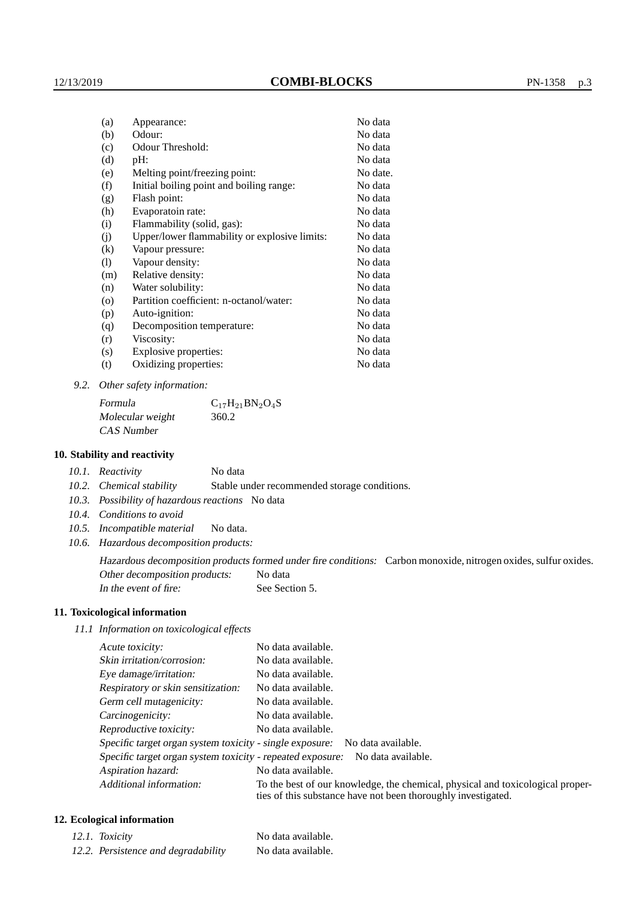| | | |
|---|---|---|
| (a) | Appearance: | No data |
| (b) | Odour: | No data |
| (c) | Odour Threshold: | No data |
| (d) | pH: | No data |
| (e) | Melting point/freezing point: | No date. |
| (f) | Initial boiling point and boiling range: | No data |
| (g) | Flash point: | No data |
| (h) | Evaporatoin rate: | No data |
| (i) | Flammability (solid, gas): | No data |
| (j) | Upper/lower flammability or explosive limits: | No data |
| (k) | Vapour pressure: | No data |
| (l) | Vapour density: | No data |
| (m) | Relative density: | No data |
| (n) | Water solubility: | No data |
| (o) | Partition coefficient: n-octanol/water: | No data |
| (p) | Auto-ignition: | No data |
| (q) | Decomposition temperature: | No data |
| (r) | Viscosity: | No data |
| (s) | Explosive properties: | No data |
| (t) | Oxidizing properties: | No data |

9.2. *Other safety information:*

| | |
|---|---|
| *Formula* | $C_{17}H_{21}BN_2O_4S$ |
| *Molecular weight* | 360.2 |
| *CAS Number* | |

## 10. Stability and reactivity

10.1. *Reactivity* No data

10.2. *Chemical stability* Stable under recommended storage conditions.

10.3. *Possibility of hazardous reactions* No data

10.4. *Conditions to avoid*

10.5. *Incompatible material* No data.

10.6. *Hazardous decomposition products:*

*Hazardous decomposition products formed under fire conditions:* Carbon monoxide, nitrogen oxides, sulfur oxides.

*Other decomposition products:* No data

*In the event of fire:* See Section 5.

## 11. Toxicological information

11.1 *Information on toxicological effects*

| | |
|---|---|
| *Acute toxicity:* | No data available. |
| *Skin irritation/corrosion:* | No data available. |
| *Eye damage/irritation:* | No data available. |
| *Respiratory or skin sensitization:* | No data available. |
| *Germ cell mutagenicity:* | No data available. |
| *Carcinogenicity:* | No data available. |
| *Reproductive toxicity:* | No data available. |
| *Specific target organ system toxicity - single exposure:* | No data available. |
| *Specific target organ system toxicity - repeated exposure:* | No data available. |
| *Aspiration hazard:* | No data available. |
| *Additional information:* | To the best of our knowledge, the chemical, physical and toxicological properties of this substance have not been thoroughly investigated. |

## 12. Ecological information

| | |
|---|---|
| 12.1. *Toxicity* | No data available. |
| 12.2. *Persistence and degradability* | No data available. |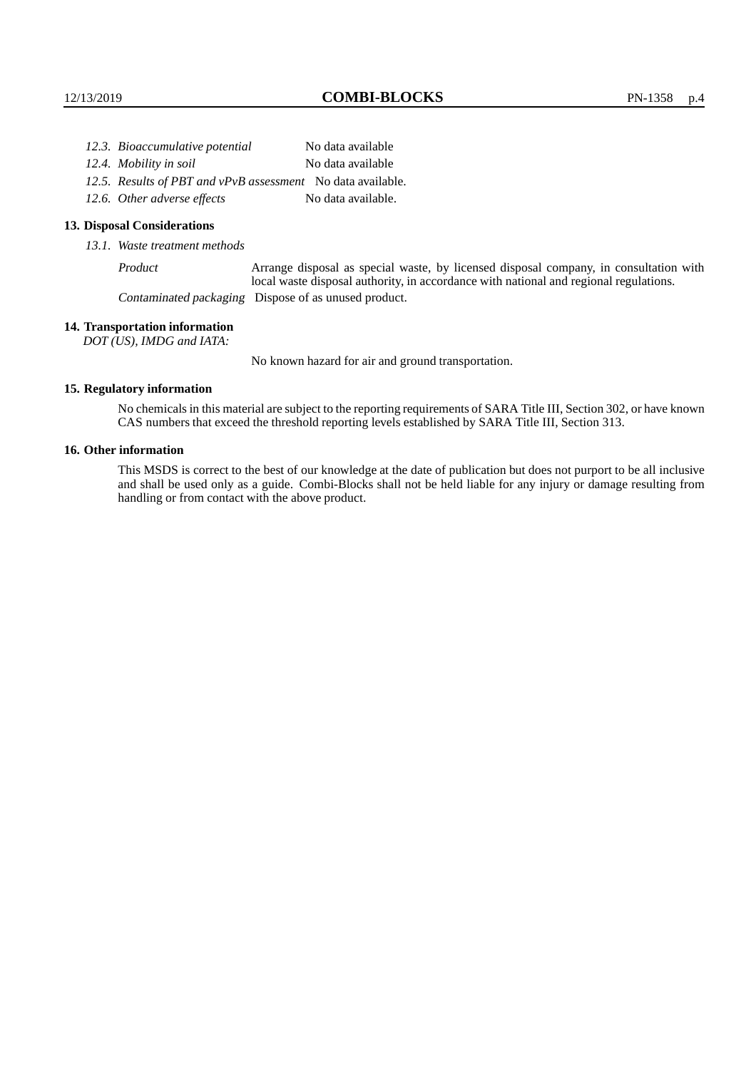*12.3. Bioaccumulative potential* No data available

*12.4. Mobility in soil* No data available

*12.5. Results of PBT and vPvB assessment* No data available.

*12.6. Other adverse effects* No data available.

## 13. Disposal Considerations

*13.1. Waste treatment methods*

| | |
|---|---|
| *Product* | Arrange disposal as special waste, by licensed disposal company, in consultation with local waste disposal authority, in accordance with national and regional regulations. |
| *Contaminated packaging* | Dispose of as unused product. |

## 14. Transportation information

*DOT (US), IMDG and IATA:*

No known hazard for air and ground transportation.

## 15. Regulatory information

No chemicals in this material are subject to the reporting requirements of SARA Title III, Section 302, or have known CAS numbers that exceed the threshold reporting levels established by SARA Title III, Section 313.

## 16. Other information

This MSDS is correct to the best of our knowledge at the date of publication but does not purport to be all inclusive and shall be used only as a guide. Combi-Blocks shall not be held liable for any injury or damage resulting from handling or from contact with the above product.